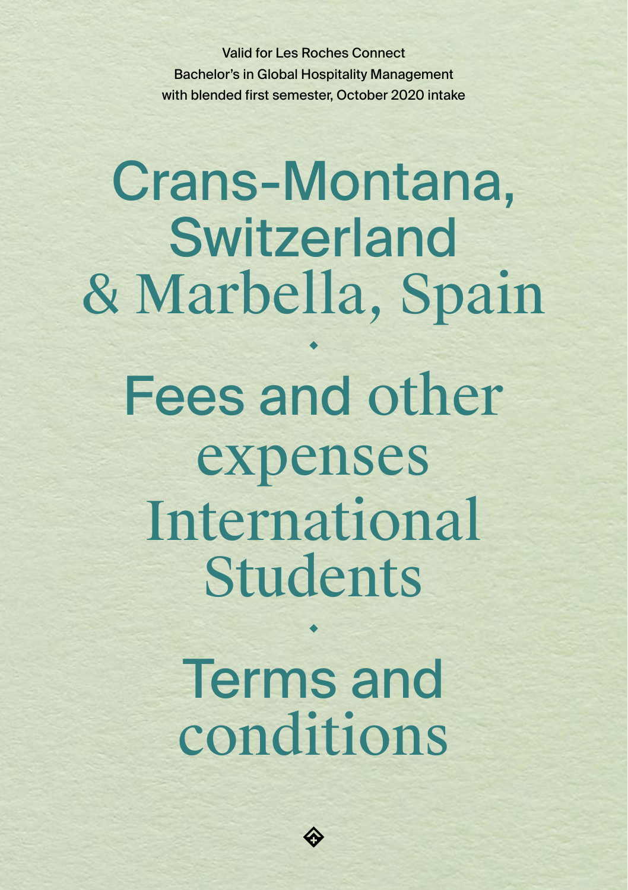Valid for Les Roches Connect
Bachelor's in Global Hospitality Management
with blended first semester, October 2020 intake

# Crans-Montana, Switzerland & Marbella, Spain

# Fees and other expenses International Students

# Terms and conditions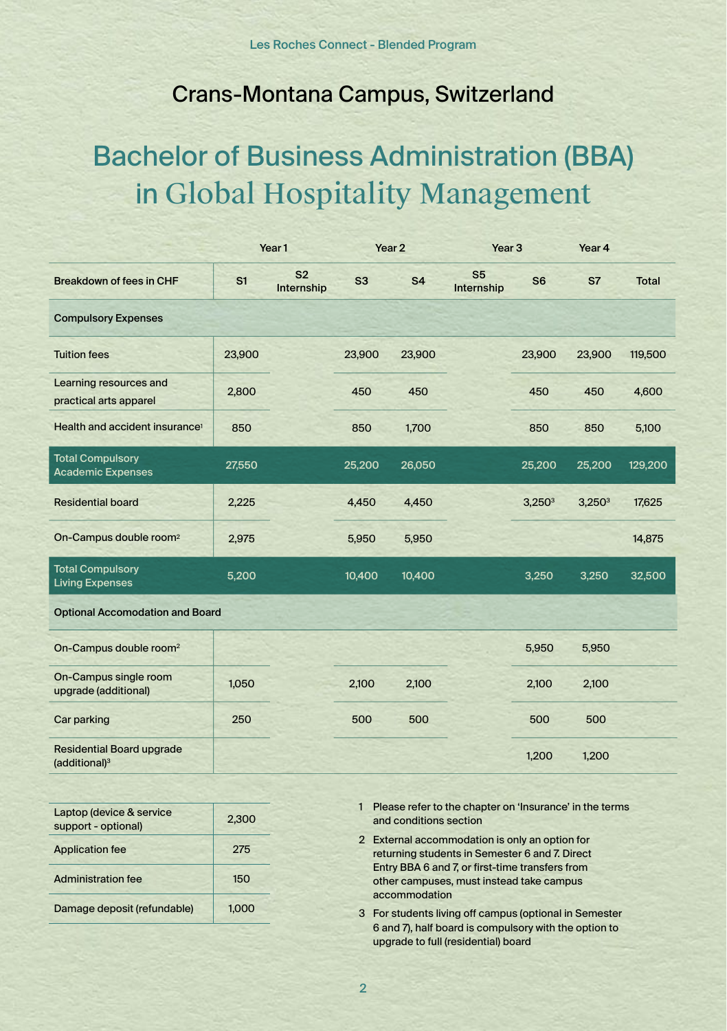Les Roches Connect - Blended Program

## Crans-Montana Campus, Switzerland

# Bachelor of Business Administration (BBA) in Global Hospitality Management

| | Year 1 | | Year 2 | | Year 3 | | Year 4 | |
|---|---|---|---|---|---|---|---|---|
| **Breakdown of fees in CHF** | **S1** | **S2 Internship** | **S3** | **S4** | **S5 Internship** | **S6** | **S7** | **Total** |
| **Compulsory Expenses** | | | | | | | | |
| Tuition fees | 23,900 | | 23,900 | 23,900 | | 23,900 | 23,900 | 119,500 |
| Learning resources and practical arts apparel | 2,800 | | 450 | 450 | | 450 | 450 | 4,600 |
| Health and accident insurance[1] | 850 | | 850 | 1,700 | | 850 | 850 | 5,100 |
| **Total Compulsory Academic Expenses** | **27,550** | | **25,200** | **26,050** | | **25,200** | **25,200** | **129,200** |
| Residential board | 2,225 | | 4,450 | 4,450 | | 3,250[3] | 3,250[3] | 17,625 |
| On-Campus double room[2] | 2,975 | | 5,950 | 5,950 | | | | 14,875 |
| **Total Compulsory Living Expenses** | **5,200** | | **10,400** | **10,400** | | **3,250** | **3,250** | **32,500** |
| **Optional Accomodation and Board** | | | | | | | | |
| On-Campus double room[2] | | | | | | 5,950 | 5,950 | |
| On-Campus single room upgrade (additional) | 1,050 | | 2,100 | 2,100 | | 2,100 | 2,100 | |
| Car parking | 250 | | 500 | 500 | | 500 | 500 | |
| Residential Board upgrade (additional)[3] | | | | | | 1,200 | 1,200 | |

| | |
|---|---|
| Laptop (device & service support - optional) | 2,300 |
| Application fee | 275 |
| Administration fee | 150 |
| Damage deposit (refundable) | 1,000 |

1. Please refer to the chapter on 'Insurance' in the terms and conditions section
2. External accommodation is only an option for returning students in Semester 6 and 7. Direct Entry BBA 6 and 7, or first-time transfers from other campuses, must instead take campus accommodation
3. For students living off campus (optional in Semester 6 and 7), half board is compulsory with the option to upgrade to full (residential) board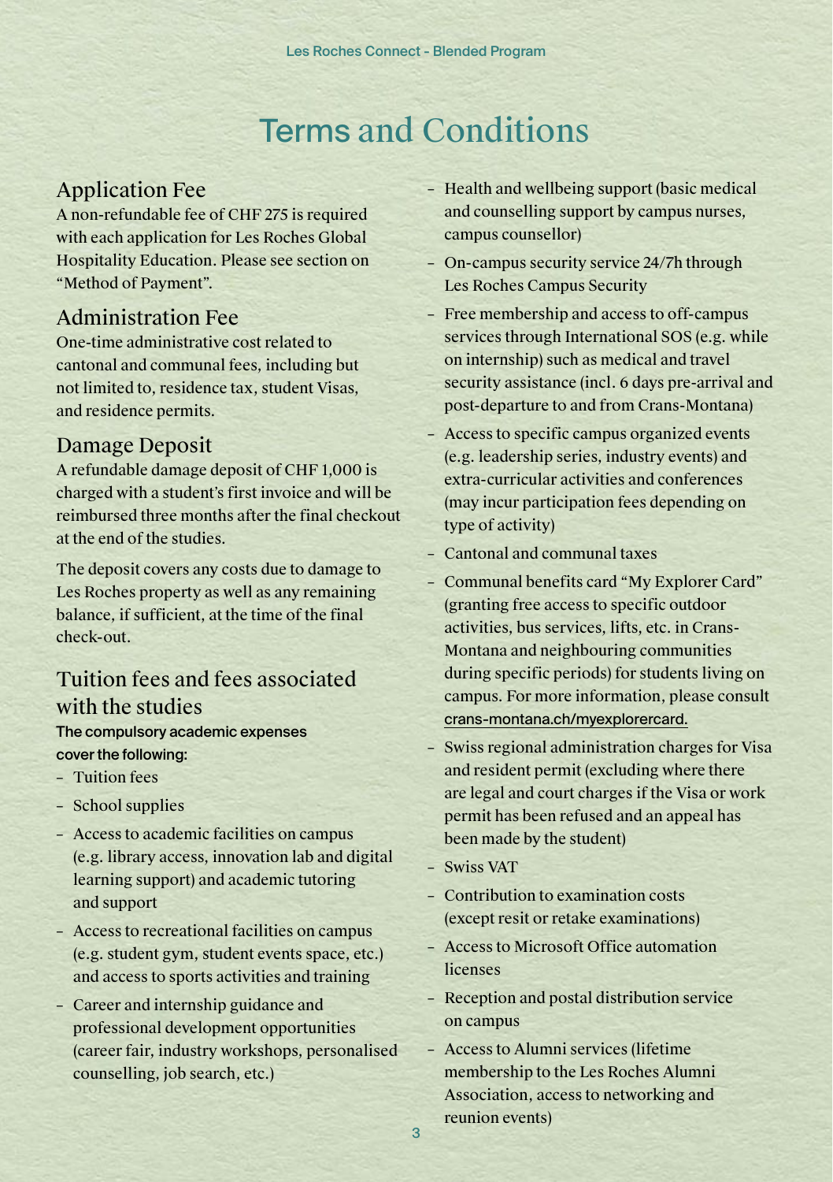# Terms and Conditions

## Application Fee

A non-refundable fee of CHF 275 is required with each application for Les Roches Global Hospitality Education. Please see section on "Method of Payment".

## Administration Fee

One-time administrative cost related to cantonal and communal fees, including but not limited to, residence tax, student Visas, and residence permits.

## Damage Deposit

A refundable damage deposit of CHF 1,000 is charged with a student's first invoice and will be reimbursed three months after the final checkout at the end of the studies.

The deposit covers any costs due to damage to Les Roches property as well as any remaining balance, if sufficient, at the time of the final check-out.

## Tuition fees and fees associated with the studies

**The compulsory academic expenses cover the following:**

- Tuition fees
- School supplies
- Access to academic facilities on campus (e.g. library access, innovation lab and digital learning support) and academic tutoring and support
- Access to recreational facilities on campus (e.g. student gym, student events space, etc.) and access to sports activities and training
- Career and internship guidance and professional development opportunities (career fair, industry workshops, personalised counselling, job search, etc.)
- Health and wellbeing support (basic medical and counselling support by campus nurses, campus counsellor)
- On-campus security service 24/7h through Les Roches Campus Security
- Free membership and access to off-campus services through International SOS (e.g. while on internship) such as medical and travel security assistance (incl. 6 days pre-arrival and post-departure to and from Crans-Montana)
- Access to specific campus organized events (e.g. leadership series, industry events) and extra-curricular activities and conferences (may incur participation fees depending on type of activity)
- Cantonal and communal taxes
- Communal benefits card "My Explorer Card" (granting free access to specific outdoor activities, bus services, lifts, etc. in Crans-Montana and neighbouring communities during specific periods) for students living on campus. For more information, please consult crans-montana.ch/myexplorercard.
- Swiss regional administration charges for Visa and resident permit (excluding where there are legal and court charges if the Visa or work permit has been refused and an appeal has been made by the student)
- Swiss VAT
- Contribution to examination costs (except resit or retake examinations)
- Access to Microsoft Office automation licenses
- Reception and postal distribution service on campus
- Access to Alumni services (lifetime membership to the Les Roches Alumni Association, access to networking and reunion events)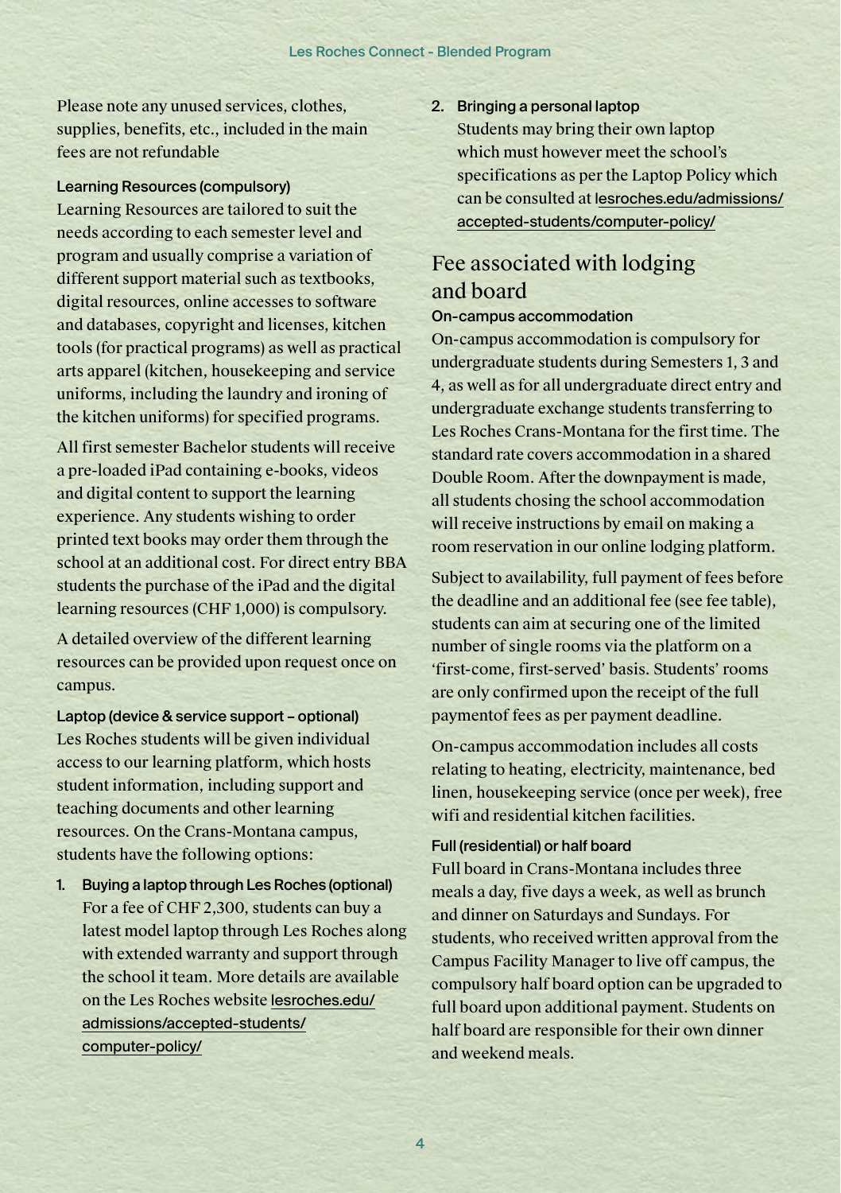Please note any unused services, clothes, supplies, benefits, etc., included in the main fees are not refundable

#### Learning Resources (compulsory)

Learning Resources are tailored to suit the needs according to each semester level and program and usually comprise a variation of different support material such as textbooks, digital resources, online accesses to software and databases, copyright and licenses, kitchen tools (for practical programs) as well as practical arts apparel (kitchen, housekeeping and service uniforms, including the laundry and ironing of the kitchen uniforms) for specified programs.

All first semester Bachelor students will receive a pre-loaded iPad containing e-books, videos and digital content to support the learning experience. Any students wishing to order printed text books may order them through the school at an additional cost. For direct entry BBA students the purchase of the iPad and the digital learning resources (CHF 1,000) is compulsory.

A detailed overview of the different learning resources can be provided upon request once on campus.

#### Laptop (device & service support – optional)

Les Roches students will be given individual access to our learning platform, which hosts student information, including support and teaching documents and other learning resources. On the Crans-Montana campus, students have the following options:

1. **Buying a laptop through Les Roches (optional)**
   For a fee of CHF 2,300, students can buy a latest model laptop through Les Roches along with extended warranty and support through the school it team. More details are available on the Les Roches website lesroches.edu/admissions/accepted-students/computer-policy/
2. **Bringing a personal laptop**
   Students may bring their own laptop which must however meet the school's specifications as per the Laptop Policy which can be consulted at lesroches.edu/admissions/accepted-students/computer-policy/

## Fee associated with lodging and board

#### On-campus accommodation

On-campus accommodation is compulsory for undergraduate students during Semesters 1, 3 and 4, as well as for all undergraduate direct entry and undergraduate exchange students transferring to Les Roches Crans-Montana for the first time. The standard rate covers accommodation in a shared Double Room. After the downpayment is made, all students chosing the school accommodation will receive instructions by email on making a room reservation in our online lodging platform.

Subject to availability, full payment of fees before the deadline and an additional fee (see fee table), students can aim at securing one of the limited number of single rooms via the platform on a 'first-come, first-served' basis. Students' rooms are only confirmed upon the receipt of the full paymentof fees as per payment deadline.

On-campus accommodation includes all costs relating to heating, electricity, maintenance, bed linen, housekeeping service (once per week), free wifi and residential kitchen facilities.

#### Full (residential) or half board

Full board in Crans-Montana includes three meals a day, five days a week, as well as brunch and dinner on Saturdays and Sundays. For students, who received written approval from the Campus Facility Manager to live off campus, the compulsory half board option can be upgraded to full board upon additional payment. Students on half board are responsible for their own dinner and weekend meals.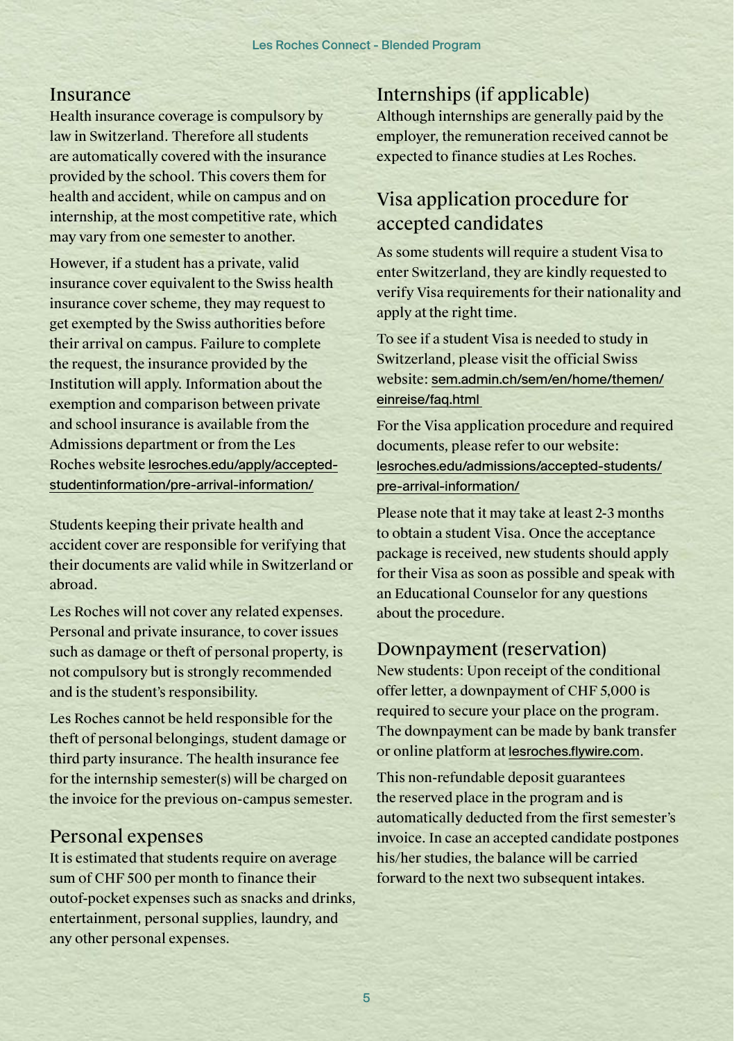## Insurance

Health insurance coverage is compulsory by law in Switzerland. Therefore all students are automatically covered with the insurance provided by the school. This covers them for health and accident, while on campus and on internship, at the most competitive rate, which may vary from one semester to another.

However, if a student has a private, valid insurance cover equivalent to the Swiss health insurance cover scheme, they may request to get exempted by the Swiss authorities before their arrival on campus. Failure to complete the request, the insurance provided by the Institution will apply. Information about the exemption and comparison between private and school insurance is available from the Admissions department or from the Les Roches website lesroches.edu/apply/accepted-studentinformation/pre-arrival-information/

Students keeping their private health and accident cover are responsible for verifying that their documents are valid while in Switzerland or abroad.

Les Roches will not cover any related expenses. Personal and private insurance, to cover issues such as damage or theft of personal property, is not compulsory but is strongly recommended and is the student's responsibility.

Les Roches cannot be held responsible for the theft of personal belongings, student damage or third party insurance. The health insurance fee for the internship semester(s) will be charged on the invoice for the previous on-campus semester.

## Personal expenses

It is estimated that students require on average sum of CHF 500 per month to finance their outof-pocket expenses such as snacks and drinks, entertainment, personal supplies, laundry, and any other personal expenses.

## Internships (if applicable)

Although internships are generally paid by the employer, the remuneration received cannot be expected to finance studies at Les Roches.

## Visa application procedure for accepted candidates

As some students will require a student Visa to enter Switzerland, they are kindly requested to verify Visa requirements for their nationality and apply at the right time.

To see if a student Visa is needed to study in Switzerland, please visit the official Swiss website: sem.admin.ch/sem/en/home/themen/einreise/faq.html

For the Visa application procedure and required documents, please refer to our website: lesroches.edu/admissions/accepted-students/pre-arrival-information/

Please note that it may take at least 2-3 months to obtain a student Visa. Once the acceptance package is received, new students should apply for their Visa as soon as possible and speak with an Educational Counselor for any questions about the procedure.

## Downpayment (reservation)

New students: Upon receipt of the conditional offer letter, a downpayment of CHF 5,000 is required to secure your place on the program. The downpayment can be made by bank transfer or online platform at lesroches.flywire.com.

This non-refundable deposit guarantees the reserved place in the program and is automatically deducted from the first semester's invoice. In case an accepted candidate postpones his/her studies, the balance will be carried forward to the next two subsequent intakes.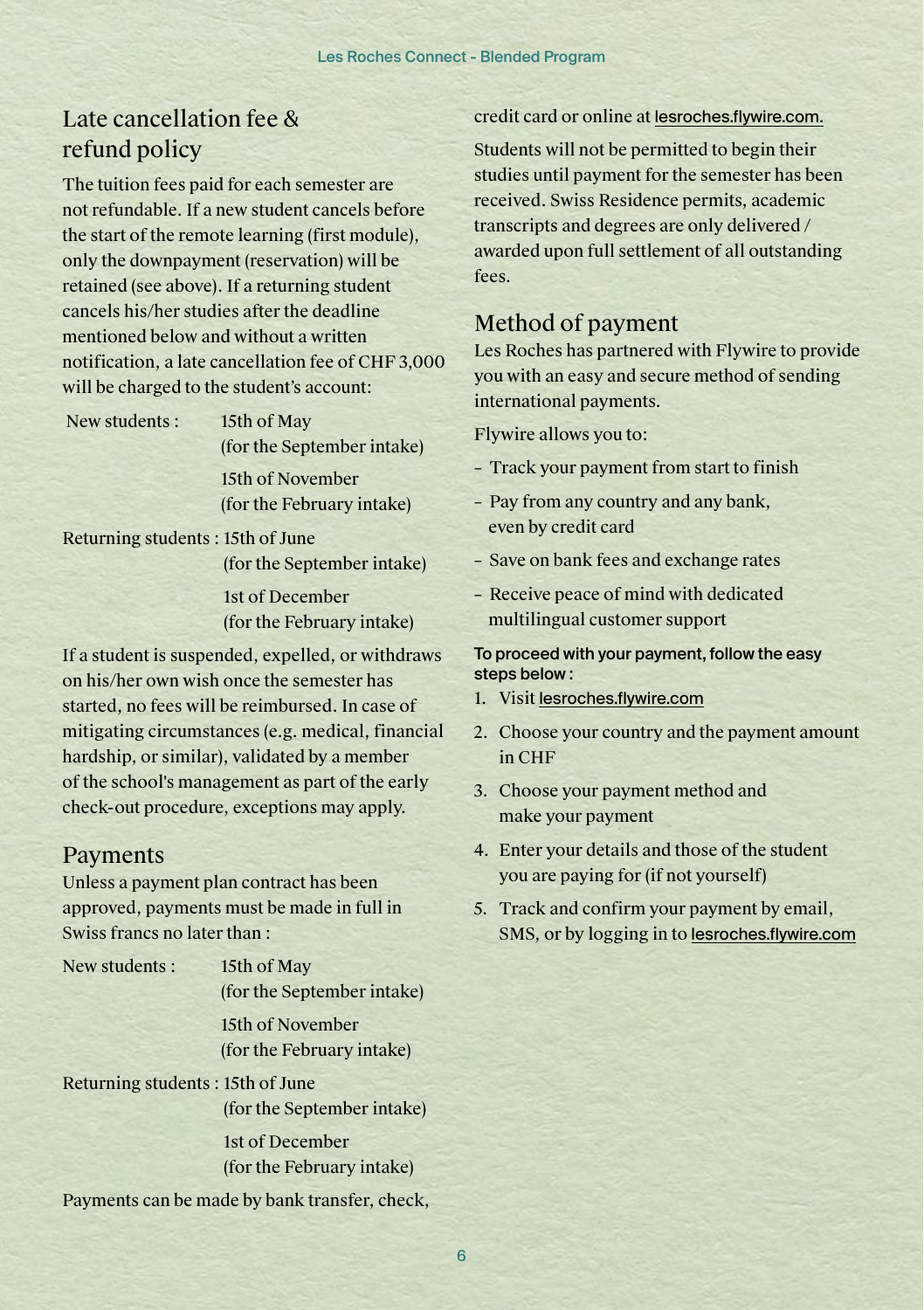## Late cancellation fee & refund policy

The tuition fees paid for each semester are not refundable. If a new student cancels before the start of the remote learning (first module), only the downpayment (reservation) will be retained (see above). If a returning student cancels his/her studies after the deadline mentioned below and without a written notification, a late cancellation fee of CHF 3,000 will be charged to the student's account:

| | |
|---|---|
| New students : | 15th of May (for the September intake) |
| | 15th of November (for the February intake) |
| Returning students : | 15th of June (for the September intake) |
| | 1st of December (for the February intake) |

If a student is suspended, expelled, or withdraws on his/her own wish once the semester has started, no fees will be reimbursed. In case of mitigating circumstances (e.g. medical, financial hardship, or similar), validated by a member of the school's management as part of the early check-out procedure, exceptions may apply.

## Payments

Unless a payment plan contract has been approved, payments must be made in full in Swiss francs no later than :

| | |
|---|---|
| New students : | 15th of May (for the September intake) |
| | 15th of November (for the February intake) |
| Returning students : | 15th of June (for the September intake) |
| | 1st of December (for the February intake) |

Payments can be made by bank transfer, check, credit card or online at lesroches.flywire.com.

Students will not be permitted to begin their studies until payment for the semester has been received. Swiss Residence permits, academic transcripts and degrees are only delivered / awarded upon full settlement of all outstanding fees.

## Method of payment

Les Roches has partnered with Flywire to provide you with an easy and secure method of sending international payments.

Flywire allows you to:

- Track your payment from start to finish
- Pay from any country and any bank, even by credit card
- Save on bank fees and exchange rates
- Receive peace of mind with dedicated multilingual customer support

**To proceed with your payment, follow the easy steps below :**

1. Visit lesroches.flywire.com
2. Choose your country and the payment amount in CHF
3. Choose your payment method and make your payment
4. Enter your details and those of the student you are paying for (if not yourself)
5. Track and confirm your payment by email, SMS, or by logging in to lesroches.flywire.com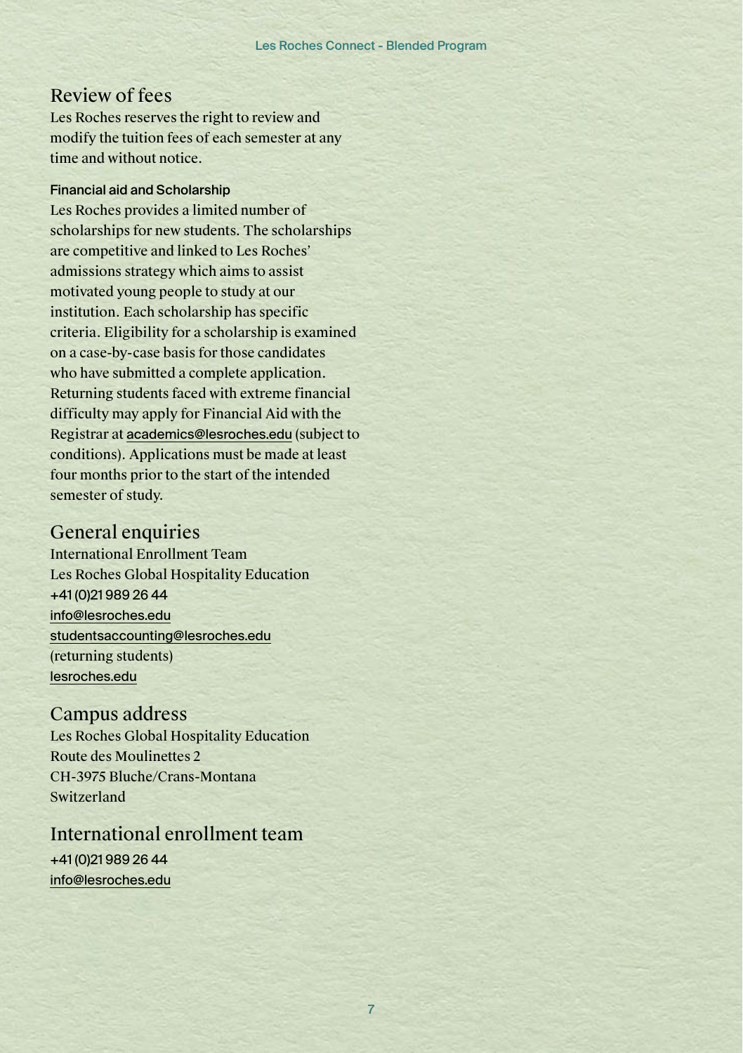## Review of fees

Les Roches reserves the right to review and modify the tuition fees of each semester at any time and without notice.

### Financial aid and Scholarship

Les Roches provides a limited number of scholarships for new students. The scholarships are competitive and linked to Les Roches' admissions strategy which aims to assist motivated young people to study at our institution. Each scholarship has specific criteria. Eligibility for a scholarship is examined on a case-by-case basis for those candidates who have submitted a complete application. Returning students faced with extreme financial difficulty may apply for Financial Aid with the Registrar at academics@lesroches.edu (subject to conditions). Applications must be made at least four months prior to the start of the intended semester of study.

## General enquiries

International Enrollment Team
Les Roches Global Hospitality Education
+41 (0)21 989 26 44
info@lesroches.edu
studentsaccounting@lesroches.edu
(returning students)
lesroches.edu

## Campus address

Les Roches Global Hospitality Education
Route des Moulinettes 2
CH-3975 Bluche/Crans-Montana
Switzerland

## International enrollment team

+41 (0)21 989 26 44
info@lesroches.edu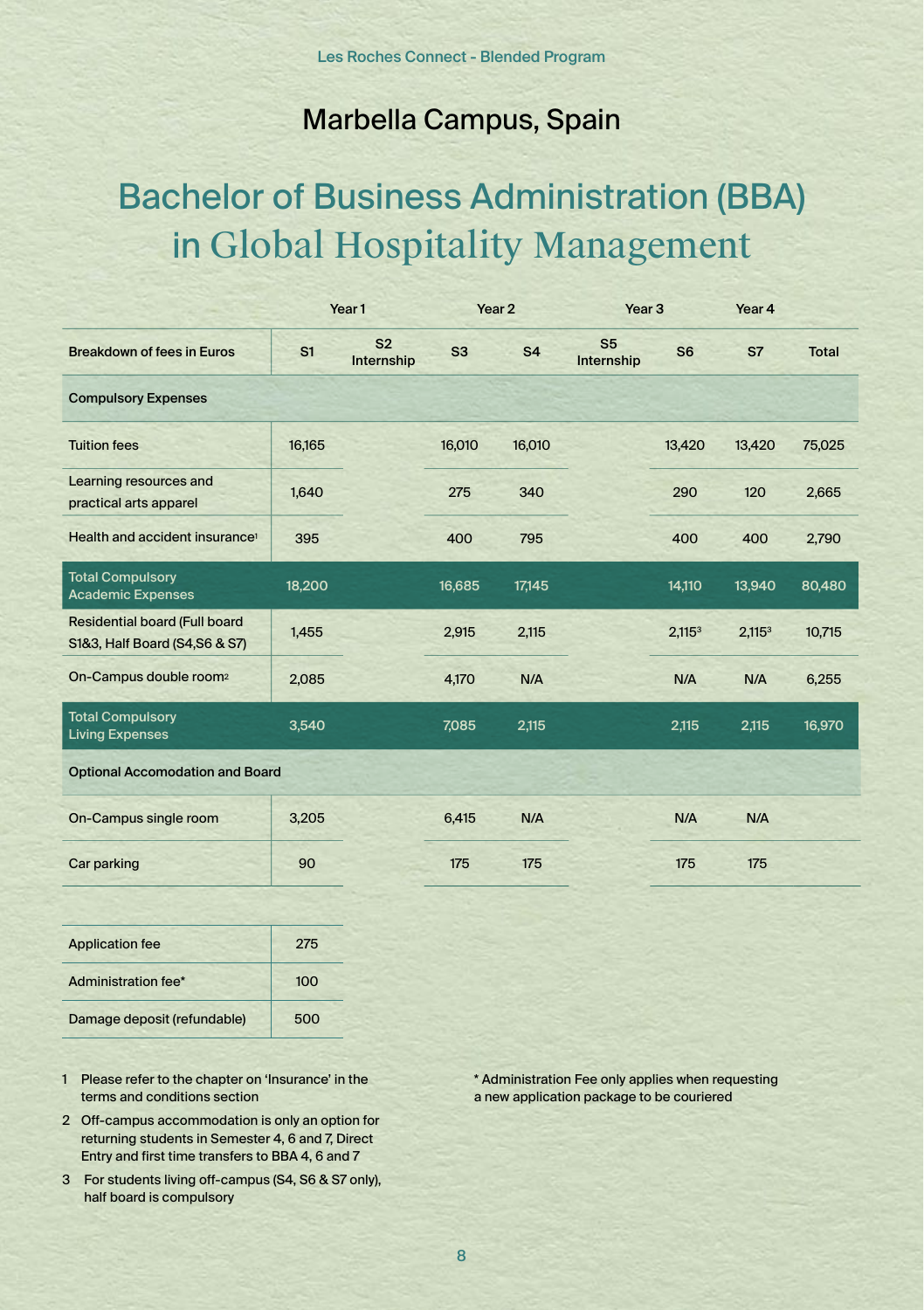Les Roches Connect - Blended Program

# Marbella Campus, Spain

## Bachelor of Business Administration (BBA) in Global Hospitality Management

| | Year 1 | | Year 2 | | Year 3 | | Year 4 | |
|---|---|---|---|---|---|---|---|---|
| **Breakdown of fees in Euros** | **S1** | **S2 Internship** | **S3** | **S4** | **S5 Internship** | **S6** | **S7** | **Total** |
| **Compulsory Expenses** | | | | | | | | |
| Tuition fees | 16,165 | | 16,010 | 16,010 | | 13,420 | 13,420 | 75,025 |
| Learning resources and practical arts apparel | 1,640 | | 275 | 340 | | 290 | 120 | 2,665 |
| Health and accident insurance[1] | 395 | | 400 | 795 | | 400 | 400 | 2,790 |
| **Total Compulsory Academic Expenses** | **18,200** | | **16,685** | **17,145** | | **14,110** | **13,940** | **80,480** |
| Residential board (Full board S1&3, Half Board (S4,S6 & S7) | 1,455 | | 2,915 | 2,115 | | 2,115[3] | 2,115[3] | 10,715 |
| On-Campus double room[2] | 2,085 | | 4,170 | N/A | | N/A | N/A | 6,255 |
| **Total Compulsory Living Expenses** | **3,540** | | **7,085** | **2,115** | | **2,115** | **2,115** | **16,970** |
| **Optional Accomodation and Board** | | | | | | | | |
| On-Campus single room | 3,205 | | 6,415 | N/A | | N/A | N/A | |
| Car parking | 90 | | 175 | 175 | | 175 | 175 | |

| | |
|---|---|
| Application fee | 275 |
| Administration fee* | 100 |
| Damage deposit (refundable) | 500 |

1 Please refer to the chapter on 'Insurance' in the terms and conditions section

2 Off-campus accommodation is only an option for returning students in Semester 4, 6 and 7, Direct Entry and first time transfers to BBA 4, 6 and 7

3 For students living off-campus (S4, S6 & S7 only), half board is compulsory

* Administration Fee only applies when requesting a new application package to be couriered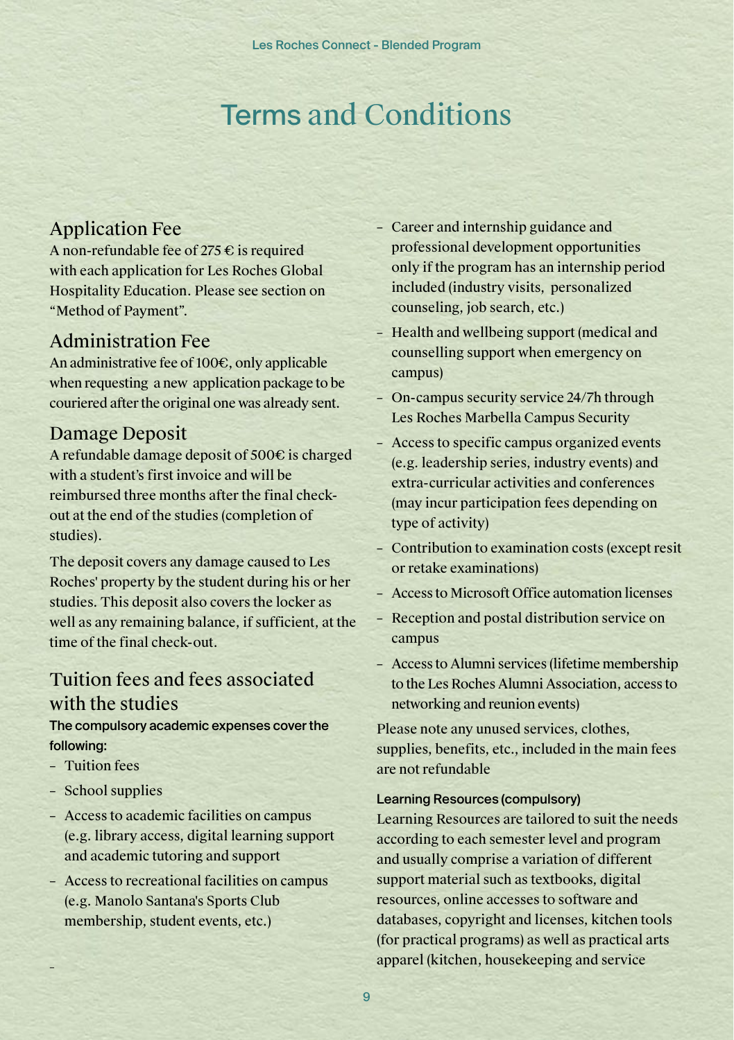# Terms and Conditions

## Application Fee

A non-refundable fee of 275 € is required with each application for Les Roches Global Hospitality Education. Please see section on "Method of Payment".

## Administration Fee

An administrative fee of 100€, only applicable when requesting a new application package to be couriered after the original one was already sent.

## Damage Deposit

A refundable damage deposit of 500€ is charged with a student's first invoice and will be reimbursed three months after the final check-out at the end of the studies (completion of studies).

The deposit covers any damage caused to Les Roches' property by the student during his or her studies. This deposit also covers the locker as well as any remaining balance, if sufficient, at the time of the final check-out.

## Tuition fees and fees associated with the studies

**The compulsory academic expenses cover the following:**

- Tuition fees
- School supplies
- Access to academic facilities on campus (e.g. library access, digital learning support and academic tutoring and support
- Access to recreational facilities on campus (e.g. Manolo Santana's Sports Club membership, student events, etc.)
- 
- Career and internship guidance and professional development opportunities only if the program has an internship period included (industry visits, personalized counseling, job search, etc.)
- Health and wellbeing support (medical and counselling support when emergency on campus)
- On-campus security service 24/7h through Les Roches Marbella Campus Security
- Access to specific campus organized events (e.g. leadership series, industry events) and extra-curricular activities and conferences (may incur participation fees depending on type of activity)
- Contribution to examination costs (except resit or retake examinations)
- Access to Microsoft Office automation licenses
- Reception and postal distribution service on campus
- Access to Alumni services (lifetime membership to the Les Roches Alumni Association, access to networking and reunion events)

Please note any unused services, clothes, supplies, benefits, etc., included in the main fees are not refundable

**Learning Resources (compulsory)**

Learning Resources are tailored to suit the needs according to each semester level and program and usually comprise a variation of different support material such as textbooks, digital resources, online accesses to software and databases, copyright and licenses, kitchen tools (for practical programs) as well as practical arts apparel (kitchen, housekeeping and service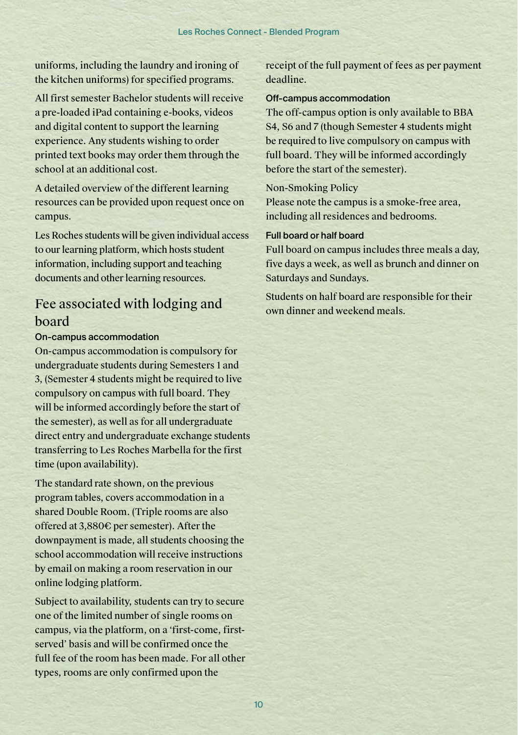uniforms, including the laundry and ironing of the kitchen uniforms) for specified programs.

All first semester Bachelor students will receive a pre-loaded iPad containing e-books, videos and digital content to support the learning experience. Any students wishing to order printed text books may order them through the school at an additional cost.

A detailed overview of the different learning resources can be provided upon request once on campus.

Les Roches students will be given individual access to our learning platform, which hosts student information, including support and teaching documents and other learning resources.

## Fee associated with lodging and board

#### On-campus accommodation

On-campus accommodation is compulsory for undergraduate students during Semesters 1 and 3, (Semester 4 students might be required to live compulsory on campus with full board. They will be informed accordingly before the start of the semester), as well as for all undergraduate direct entry and undergraduate exchange students transferring to Les Roches Marbella for the first time (upon availability).

The standard rate shown, on the previous program tables, covers accommodation in a shared Double Room. (Triple rooms are also offered at 3,880€ per semester). After the downpayment is made, all students choosing the school accommodation will receive instructions by email on making a room reservation in our online lodging platform.

Subject to availability, students can try to secure one of the limited number of single rooms on campus, via the platform, on a 'first-come, first-served' basis and will be confirmed once the full fee of the room has been made. For all other types, rooms are only confirmed upon the receipt of the full payment of fees as per payment deadline.

#### Off-campus accommodation

The off-campus option is only available to BBA S4, S6 and 7 (though Semester 4 students might be required to live compulsory on campus with full board. They will be informed accordingly before the start of the semester).

Non-Smoking Policy
Please note the campus is a smoke-free area, including all residences and bedrooms.

#### Full board or half board

Full board on campus includes three meals a day, five days a week, as well as brunch and dinner on Saturdays and Sundays.

Students on half board are responsible for their own dinner and weekend meals.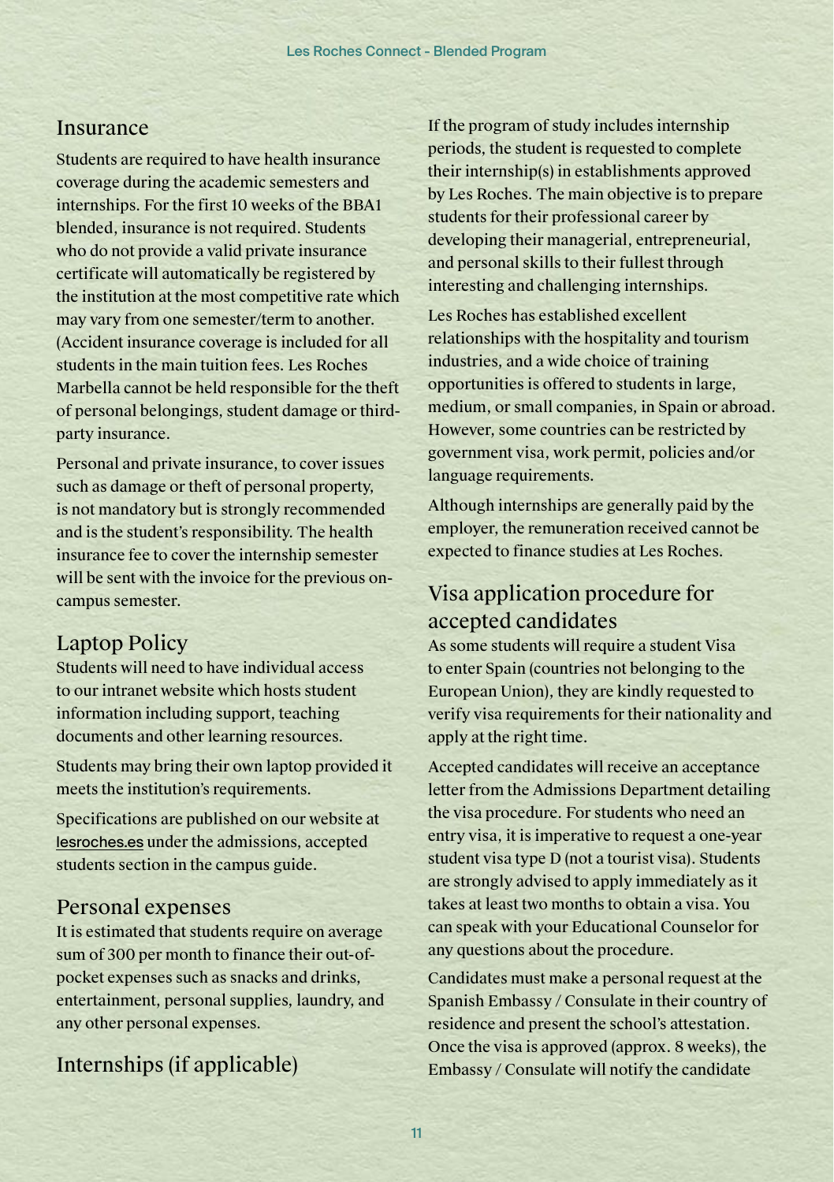## Insurance

Students are required to have health insurance coverage during the academic semesters and internships. For the first 10 weeks of the BBA1 blended, insurance is not required. Students who do not provide a valid private insurance certificate will automatically be registered by the institution at the most competitive rate which may vary from one semester/term to another. (Accident insurance coverage is included for all students in the main tuition fees. Les Roches Marbella cannot be held responsible for the theft of personal belongings, student damage or third-party insurance.

Personal and private insurance, to cover issues such as damage or theft of personal property, is not mandatory but is strongly recommended and is the student's responsibility. The health insurance fee to cover the internship semester will be sent with the invoice for the previous on-campus semester.

## Laptop Policy

Students will need to have individual access to our intranet website which hosts student information including support, teaching documents and other learning resources.

Students may bring their own laptop provided it meets the institution's requirements.

Specifications are published on our website at lesroches.es under the admissions, accepted students section in the campus guide.

## Personal expenses

It is estimated that students require on average sum of 300 per month to finance their out-of-pocket expenses such as snacks and drinks, entertainment, personal supplies, laundry, and any other personal expenses.

## Internships (if applicable)

If the program of study includes internship periods, the student is requested to complete their internship(s) in establishments approved by Les Roches. The main objective is to prepare students for their professional career by developing their managerial, entrepreneurial, and personal skills to their fullest through interesting and challenging internships.

Les Roches has established excellent relationships with the hospitality and tourism industries, and a wide choice of training opportunities is offered to students in large, medium, or small companies, in Spain or abroad. However, some countries can be restricted by government visa, work permit, policies and/or language requirements.

Although internships are generally paid by the employer, the remuneration received cannot be expected to finance studies at Les Roches.

## Visa application procedure for accepted candidates

As some students will require a student Visa to enter Spain (countries not belonging to the European Union), they are kindly requested to verify visa requirements for their nationality and apply at the right time.

Accepted candidates will receive an acceptance letter from the Admissions Department detailing the visa procedure. For students who need an entry visa, it is imperative to request a one-year student visa type D (not a tourist visa). Students are strongly advised to apply immediately as it takes at least two months to obtain a visa. You can speak with your Educational Counselor for any questions about the procedure.

Candidates must make a personal request at the Spanish Embassy / Consulate in their country of residence and present the school's attestation. Once the visa is approved (approx. 8 weeks), the Embassy / Consulate will notify the candidate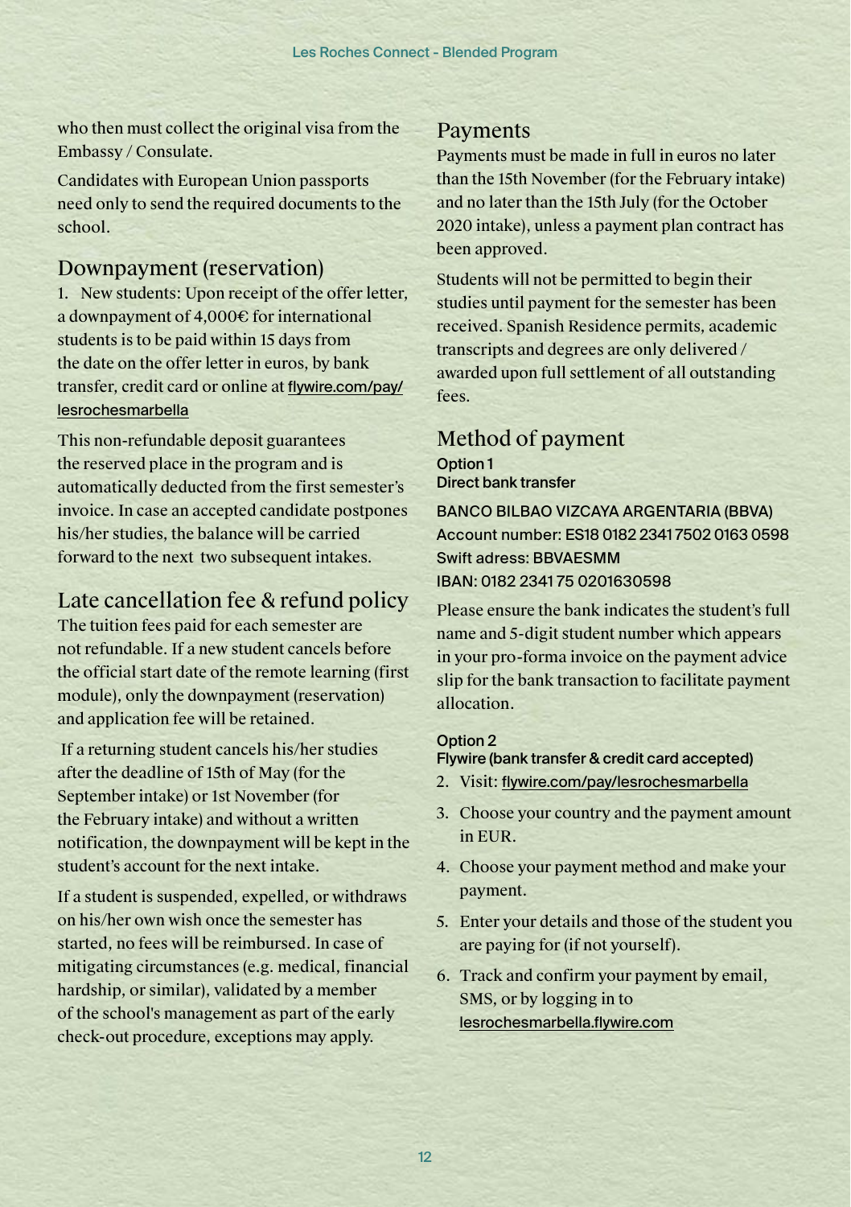who then must collect the original visa from the Embassy / Consulate.

Candidates with European Union passports need only to send the required documents to the school.

## Downpayment (reservation)

1. New students: Upon receipt of the offer letter, a downpayment of 4,000€ for international students is to be paid within 15 days from the date on the offer letter in euros, by bank transfer, credit card or online at flywire.com/pay/lesrochesmarbella

This non-refundable deposit guarantees the reserved place in the program and is automatically deducted from the first semester's invoice. In case an accepted candidate postpones his/her studies, the balance will be carried forward to the next two subsequent intakes.

## Late cancellation fee & refund policy

The tuition fees paid for each semester are not refundable. If a new student cancels before the official start date of the remote learning (first module), only the downpayment (reservation) and application fee will be retained.

If a returning student cancels his/her studies after the deadline of 15th of May (for the September intake) or 1st November (for the February intake) and without a written notification, the downpayment will be kept in the student's account for the next intake.

If a student is suspended, expelled, or withdraws on his/her own wish once the semester has started, no fees will be reimbursed. In case of mitigating circumstances (e.g. medical, financial hardship, or similar), validated by a member of the school's management as part of the early check-out procedure, exceptions may apply.

## Payments

Payments must be made in full in euros no later than the 15th November (for the February intake) and no later than the 15th July (for the October 2020 intake), unless a payment plan contract has been approved.

Students will not be permitted to begin their studies until payment for the semester has been received. Spanish Residence permits, academic transcripts and degrees are only delivered / awarded upon full settlement of all outstanding fees.

## Method of payment

**Option 1**
**Direct bank transfer**

BANCO BILBAO VIZCAYA ARGENTARIA (BBVA)
Account number: ES18 0182 2341 7502 0163 0598
Swift adress: BBVAESMM
IBAN: 0182 2341 75 0201630598

Please ensure the bank indicates the student's full name and 5-digit student number which appears in your pro-forma invoice on the payment advice slip for the bank transaction to facilitate payment allocation.

**Option 2**
**Flywire (bank transfer & credit card accepted)**

2. Visit: flywire.com/pay/lesrochesmarbella
3. Choose your country and the payment amount in EUR.
4. Choose your payment method and make your payment.
5. Enter your details and those of the student you are paying for (if not yourself).
6. Track and confirm your payment by email, SMS, or by logging in to lesrochesmarbella.flywire.com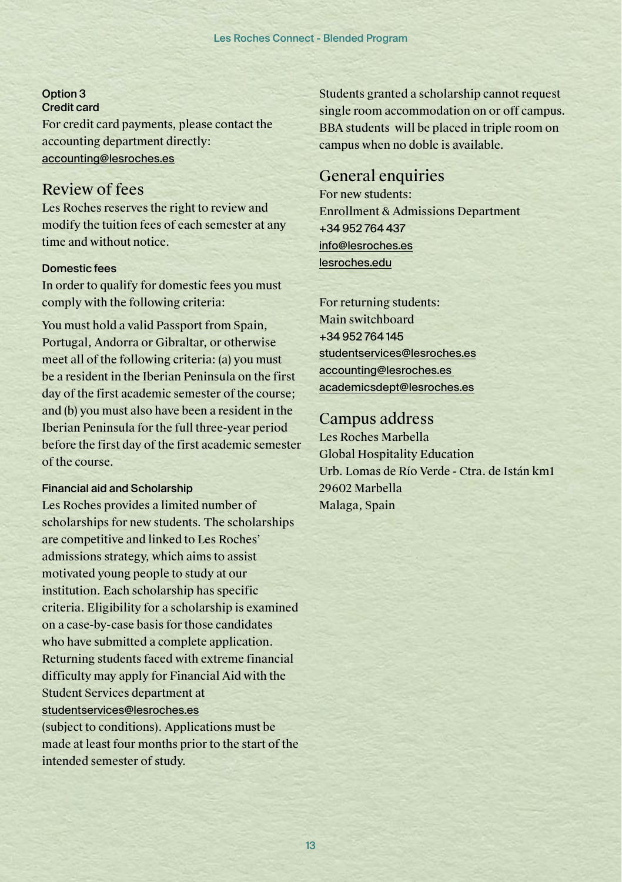### Option 3
### Credit card

For credit card payments, please contact the accounting department directly: accounting@lesroches.es

## Review of fees

Les Roches reserves the right to review and modify the tuition fees of each semester at any time and without notice.

### Domestic fees

In order to qualify for domestic fees you must comply with the following criteria:

You must hold a valid Passport from Spain, Portugal, Andorra or Gibraltar, or otherwise meet all of the following criteria: (a) you must be a resident in the Iberian Peninsula on the first day of the first academic semester of the course; and (b) you must also have been a resident in the Iberian Peninsula for the full three-year period before the first day of the first academic semester of the course.

### Financial aid and Scholarship

Les Roches provides a limited number of scholarships for new students. The scholarships are competitive and linked to Les Roches' admissions strategy, which aims to assist motivated young people to study at our institution. Each scholarship has specific criteria. Eligibility for a scholarship is examined on a case-by-case basis for those candidates who have submitted a complete application. Returning students faced with extreme financial difficulty may apply for Financial Aid with the Student Services department at studentservices@lesroches.es (subject to conditions). Applications must be made at least four months prior to the start of the intended semester of study.

Students granted a scholarship cannot request single room accommodation on or off campus. BBA students will be placed in triple room on campus when no doble is available.

## General enquiries

For new students:
Enrollment & Admissions Department
+34 952 764 437
info@lesroches.es
lesroches.edu

For returning students:
Main switchboard
+34 952 764 145
studentservices@lesroches.es
accounting@lesroches.es
academicsdept@lesroches.es

## Campus address

Les Roches Marbella
Global Hospitality Education
Urb. Lomas de Río Verde - Ctra. de Istán km1
29602 Marbella
Malaga, Spain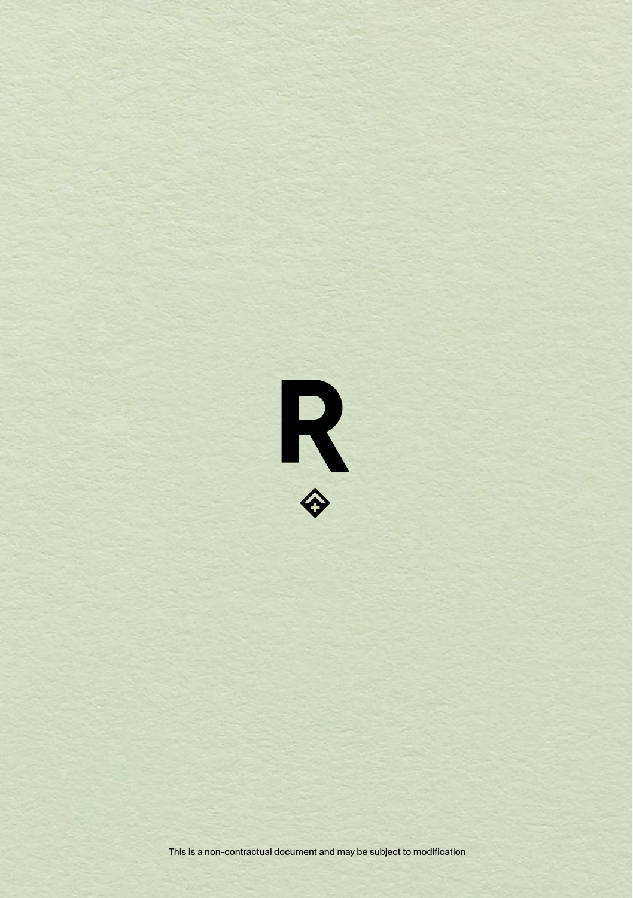R

This is a non-contractual document and may be subject to modification